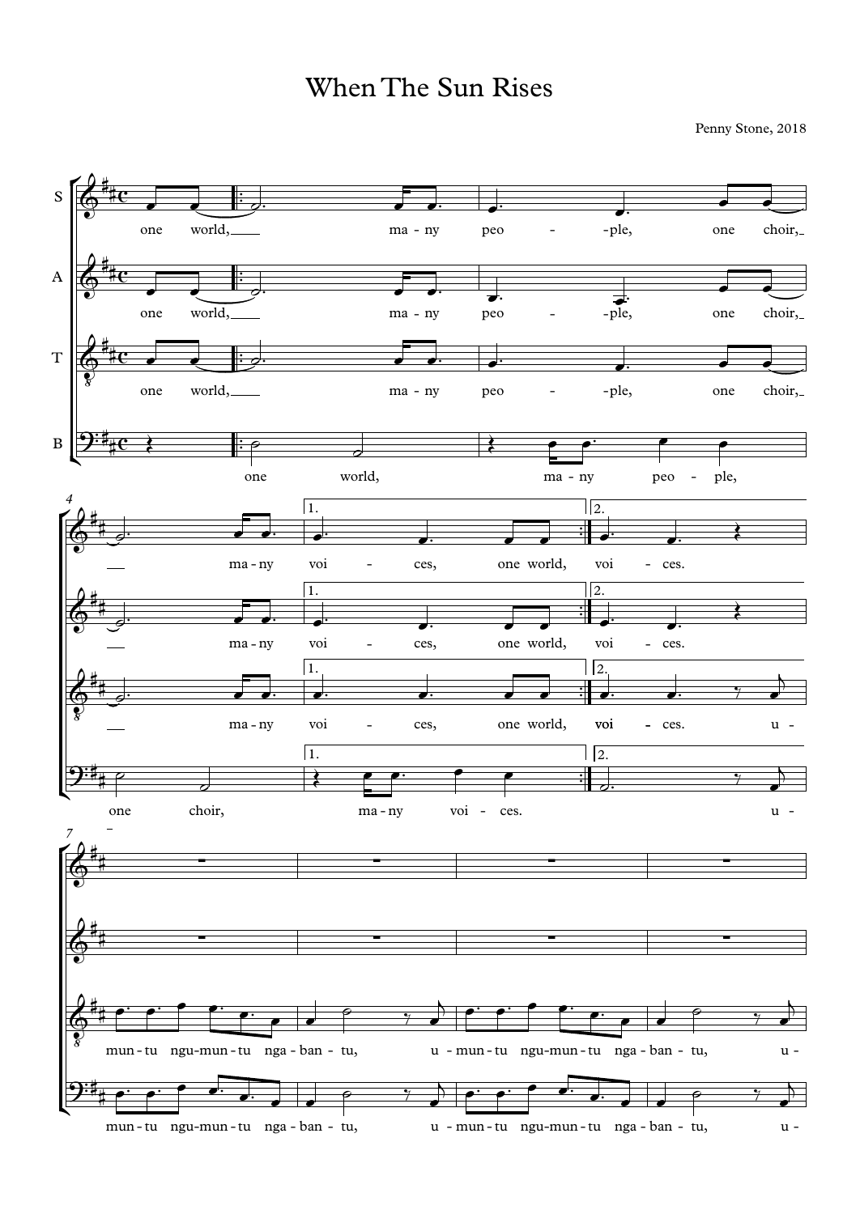# When The Sun Rises

Penny Stone, 2018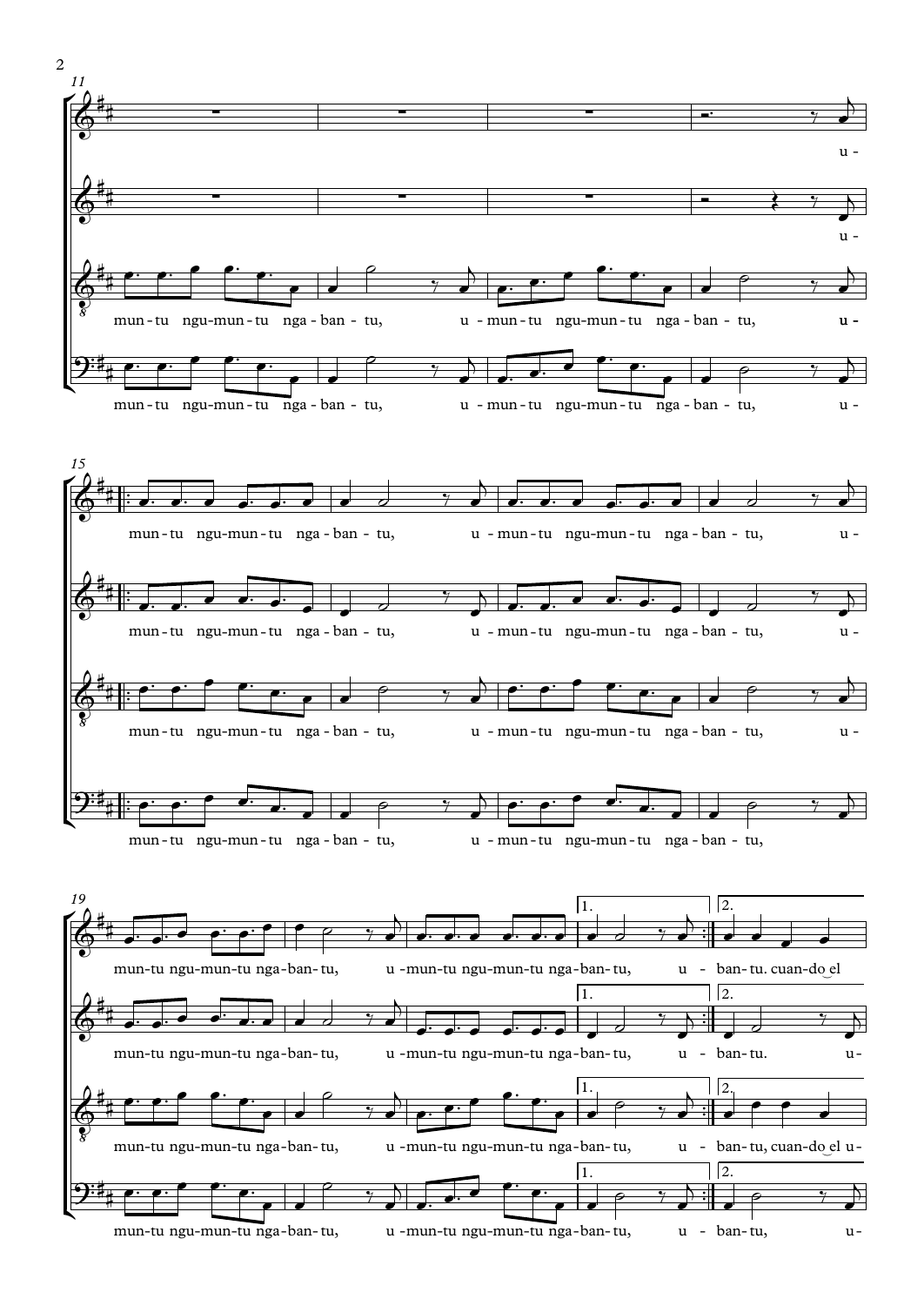11

u-

u-

mun-tu ngu-mun-tu nga-ban-tu, u-mun-tu ngu-mun-tu nga-ban-tu, u-

mun-tu ngu-mun-tu nga-ban-tu, u-mun-tu ngu-mun-tu nga-ban-tu, u-

15

mun-tu ngu-mun-tu nga-ban-tu, u-mun-tu ngu-mun-tu nga-ban-tu, u-

mun-tu ngu-mun-tu nga-ban-tu, u-mun-tu ngu-mun-tu nga-ban-tu, u-

mun-tu ngu-mun-tu nga-ban-tu, u-mun-tu ngu-mun-tu nga-ban-tu, u-

mun-tu ngu-mun-tu nga-ban-tu, u-mun-tu ngu-mun-tu nga-ban-tu,

19

mun-tu ngu-mun-tu nga-ban-tu, u-mun-tu ngu-mun-tu nga-ban-tu, u-ban-tu. cuan-do el

mun-tu ngu-mun-tu nga-ban-tu, u-mun-tu ngu-mun-tu nga-ban-tu, u-ban-tu. u-

mun-tu ngu-mun-tu nga-ban-tu, u-mun-tu ngu-mun-tu nga-ban-tu, u-ban-tu, cuan-do el u-

mun-tu ngu-mun-tu nga-ban-tu, u-mun-tu ngu-mun-tu nga-ban-tu, u-ban-tu, u-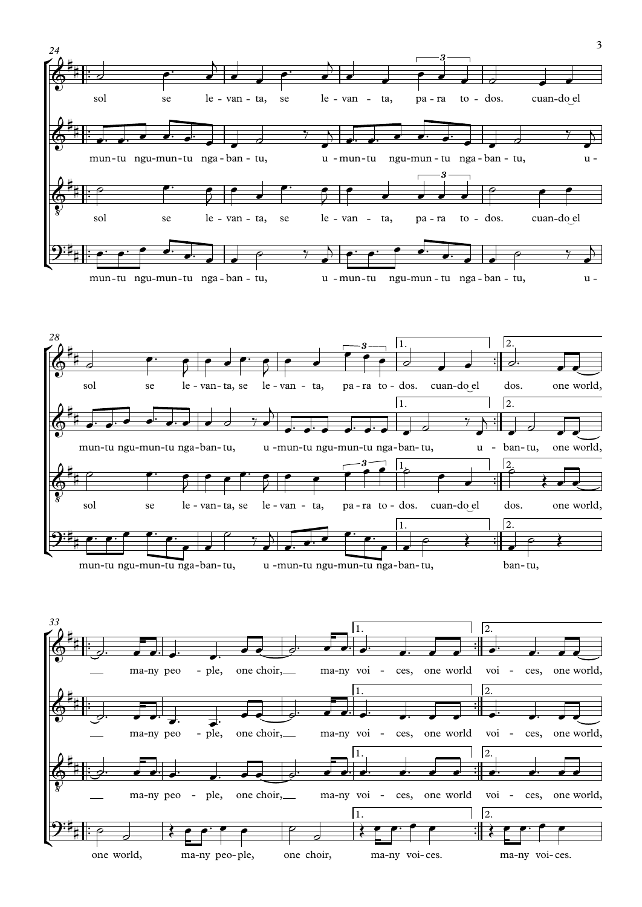sol se le-van-ta, se le-van-ta, pa-ra to-dos. cuan-do el

mun-tu ngu-mun-tu nga-ban-tu, u-mun-tu ngu-mun-tu nga-ban-tu, u-

sol se le-van-ta, se le-van-ta, pa-ra to-dos. cuan-do el

mun-tu ngu-mun-tu nga-ban-tu, u-mun-tu ngu-mun-tu nga-ban-tu, u-

sol se le-van-ta, se le-van-ta, pa-ra to-dos. cuan-do el dos. one world,

mun-tu ngu-mun-tu nga-ban-tu, u-mun-tu ngu-mun-tu nga-ban-tu, u- ban-tu, one world,

sol se le-van-ta, se le-van-ta, pa-ra to-dos. cuan-do el dos. one world,

mun-tu ngu-mun-tu nga-ban-tu, u-mun-tu ngu-mun-tu nga-ban-tu, ban-tu,

ma-ny peo-ple, one choir, ma-ny voi-ces, one world voi-ces, one world,

ma-ny peo-ple, one choir, ma-ny voi-ces, one world voi-ces, one world,

ma-ny peo-ple, one choir, ma-ny voi-ces, one world voi-ces, one world,

one world, ma-ny peo-ple, one choir, ma-ny voi-ces. ma-ny voi-ces.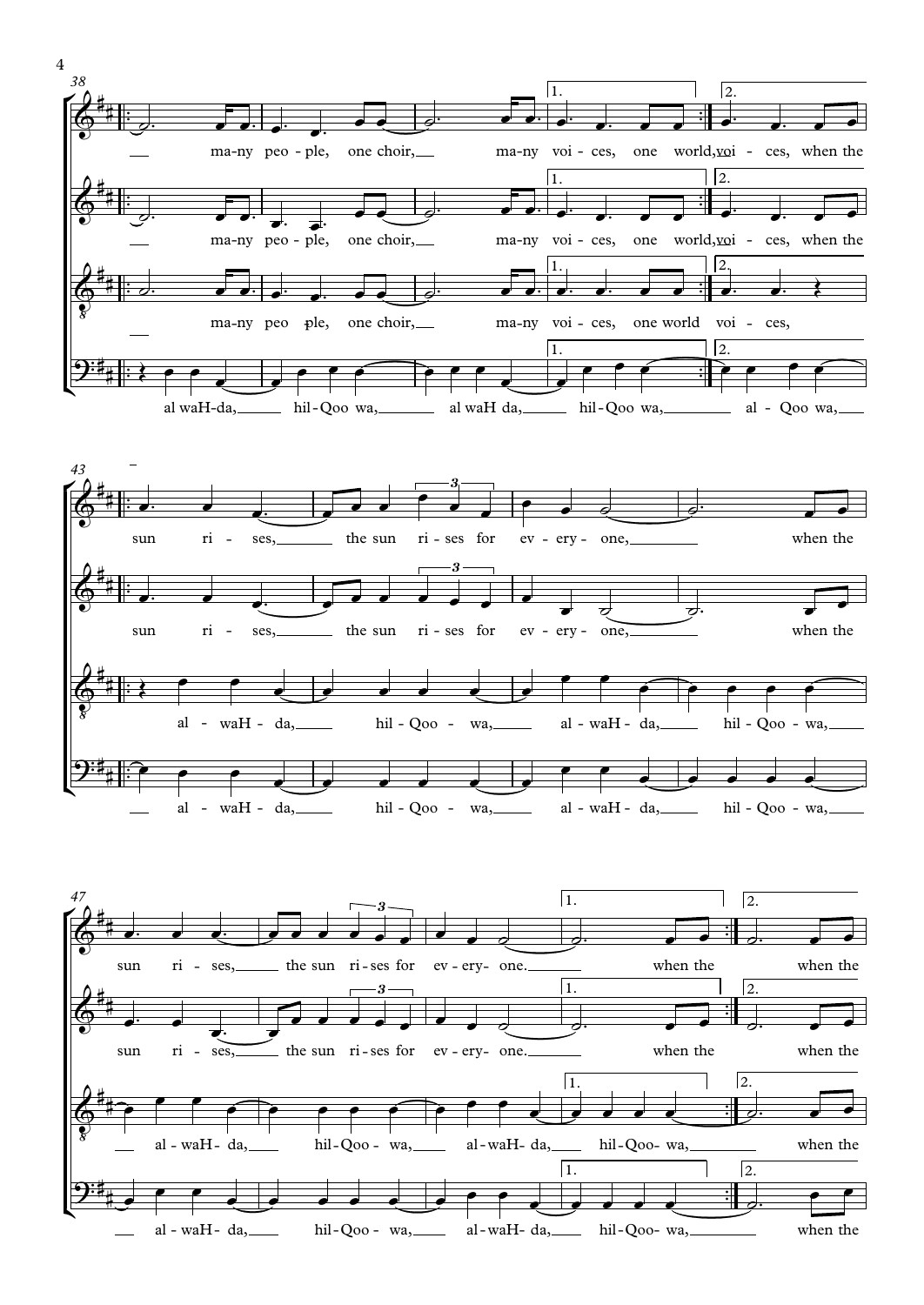38

ma-ny peo-ple, one choir, ma-ny voi-ces, one world, voi-ces, when the

ma-ny peo-ple, one choir, ma-ny voi-ces, one world, voi-ces, when the

ma-ny peo-ple, one choir, ma-ny voi-ces, one world voi-ces,

al waH-da, hil-Qoo wa, al waH da, hil-Qoo wa, al-Qoo wa,

43

sun ri-ses, the sun ri-ses for ev-ery-one, when the

sun ri-ses, the sun ri-ses for ev-ery-one, when the

al-waH-da, hil-Qoo-wa, al-waH-da, hil-Qoo-wa,

al-waH-da, hil-Qoo-wa, al-waH-da, hil-Qoo-wa,

47

sun ri-ses, the sun ri-ses for ev-ery-one. when the when the

sun ri-ses, the sun ri-ses for ev-ery-one. when the when the

al-waH-da, hil-Qoo-wa, al-waH-da, hil-Qoo-wa, when the

al-waH-da, hil-Qoo-wa, al-waH-da, hil-Qoo-wa, when the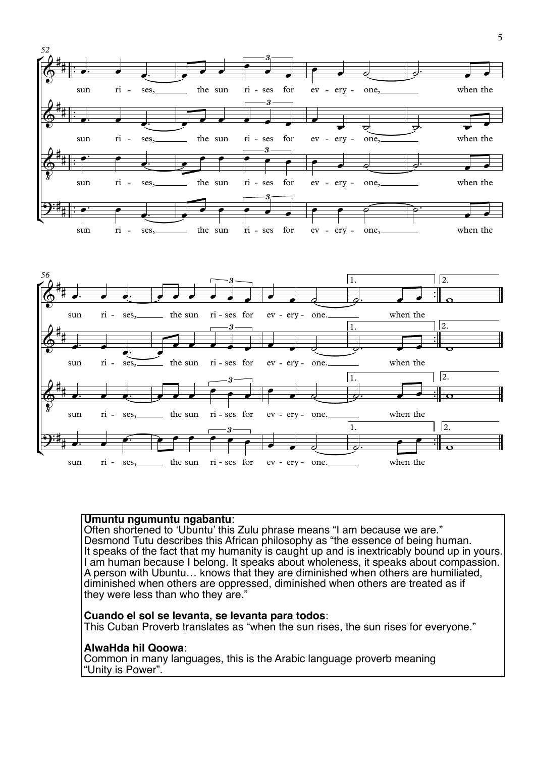**Umuntu ngumuntu ngabantu**:
Often shortened to 'Ubuntu' this Zulu phrase means "I am because we are."
Desmond Tutu describes this African philosophy as "the essence of being human.
It speaks of the fact that my humanity is caught up and is inextricably bound up in yours.
I am human because I belong. It speaks about wholeness, it speaks about compassion.
A person with Ubuntu… knows that they are diminished when others are humiliated, diminished when others are oppressed, diminished when others are treated as if they were less than who they are."

**Cuando el sol se levanta, se levanta para todos**:
This Cuban Proverb translates as "when the sun rises, the sun rises for everyone."

**AlwaHda hil Qoowa**:
Common in many languages, this is the Arabic language proverb meaning "Unity is Power".